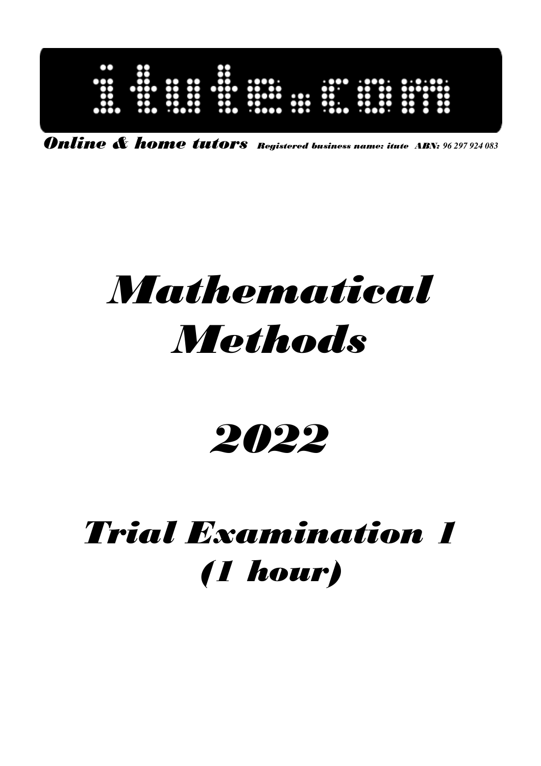# itute.com

*Online & home tutors* *Registered business name: itute ABN: 96 297 924 083*

# *Mathematical Methods*

# *2022*

# *Trial Examination 1 (1 hour)*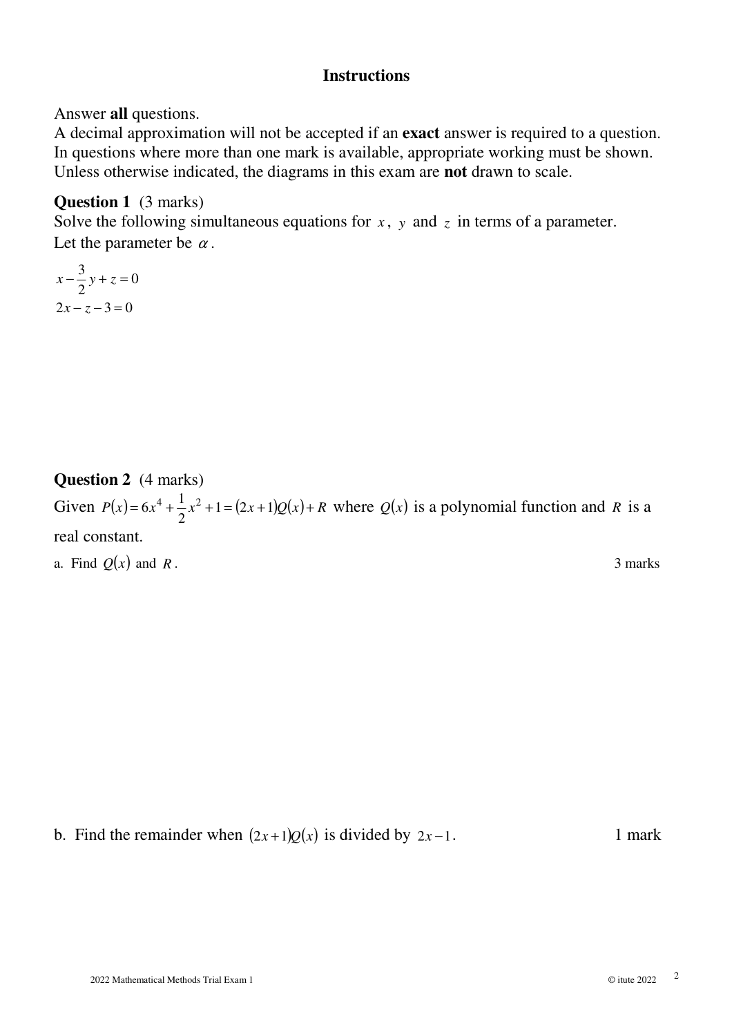**Instructions**

Answer **all** questions.
A decimal approximation will not be accepted if an **exact** answer is required to a question.
In questions where more than one mark is available, appropriate working must be shown.
Unless otherwise indicated, the diagrams in this exam are **not** drawn to scale.

**Question 1** (3 marks)
Solve the following simultaneous equations for $x$, $y$ and $z$ in terms of a parameter.
Let the parameter be $\alpha$.

$$x - \frac{3}{2}y + z = 0$$
$$2x - z - 3 = 0$$

**Question 2** (4 marks)
Given $P(x) = 6x^4 + \frac{1}{2}x^2 + 1 = (2x+1)Q(x) + R$ where $Q(x)$ is a polynomial function and $R$ is a real constant.

a. Find $Q(x)$ and $R$. 3 marks

b. Find the remainder when $(2x+1)Q(x)$ is divided by $2x-1$. 1 mark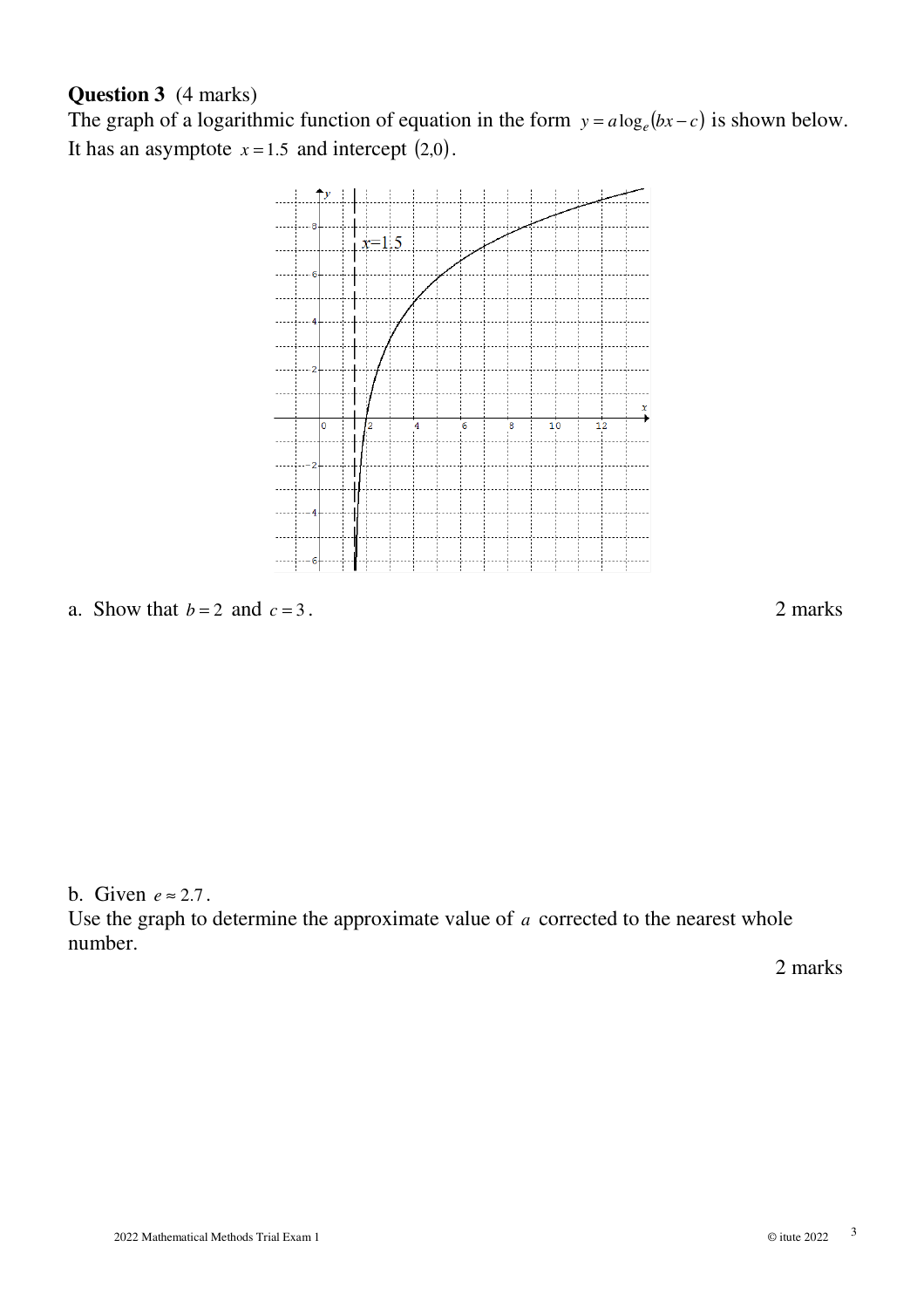**Question 3** (4 marks)

The graph of a logarithmic function of equation in the form $y = a\log_e(bx - c)$ is shown below. It has an asymptote $x = 1.5$ and intercept $(2,0)$.

a. Show that $b = 2$ and $c = 3$.

2 marks

b. Given $e \approx 2.7$.

Use the graph to determine the approximate value of $a$ corrected to the nearest whole number.

2 marks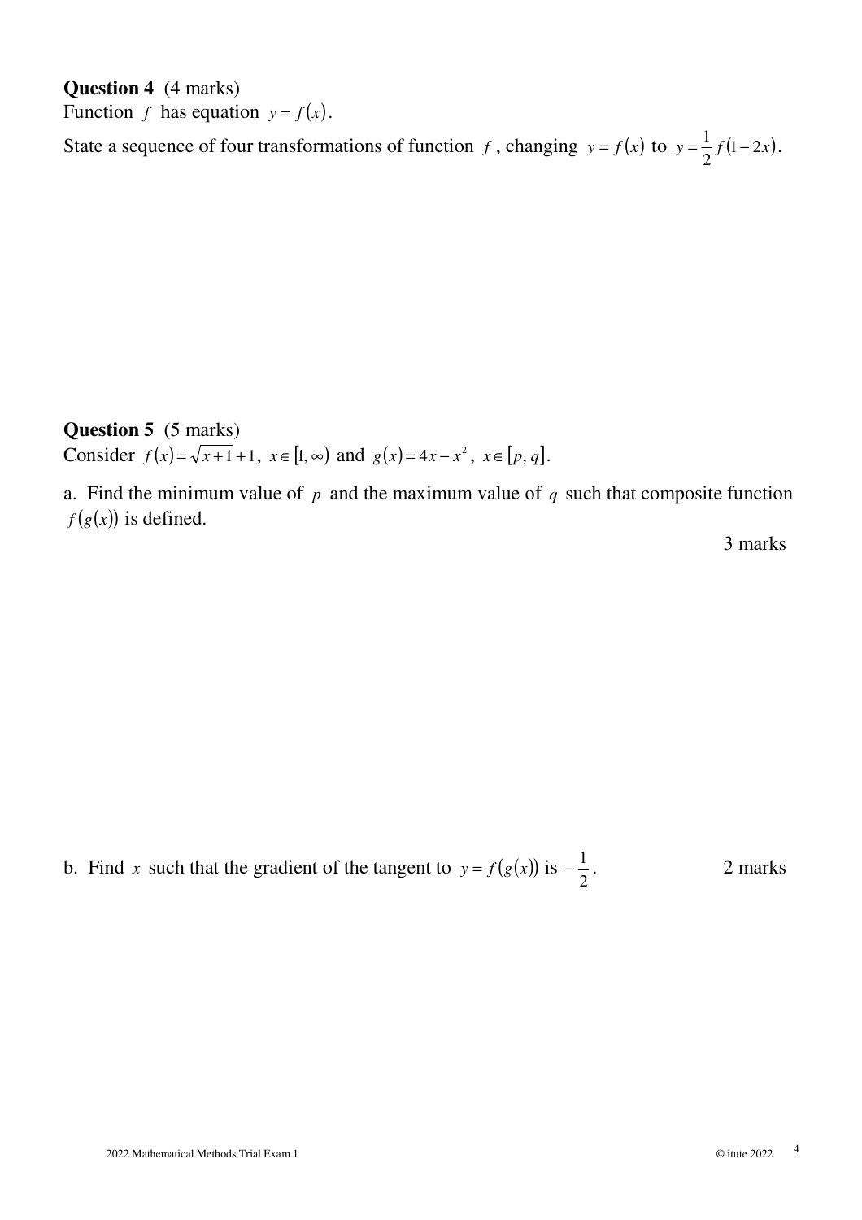**Question 4** (4 marks)
Function $f$ has equation $y = f(x)$.

State a sequence of four transformations of function $f$, changing $y = f(x)$ to $y = \frac{1}{2}f(1-2x)$.

**Question 5** (5 marks)
Consider $f(x) = \sqrt{x+1}+1$, $x \in [1, \infty)$ and $g(x) = 4x - x^2$, $x \in [p, q]$.

a. Find the minimum value of $p$ and the maximum value of $q$ such that composite function $f(g(x))$ is defined.

3 marks

b. Find $x$ such that the gradient of the tangent to $y = f(g(x))$ is $-\frac{1}{2}$.

2 marks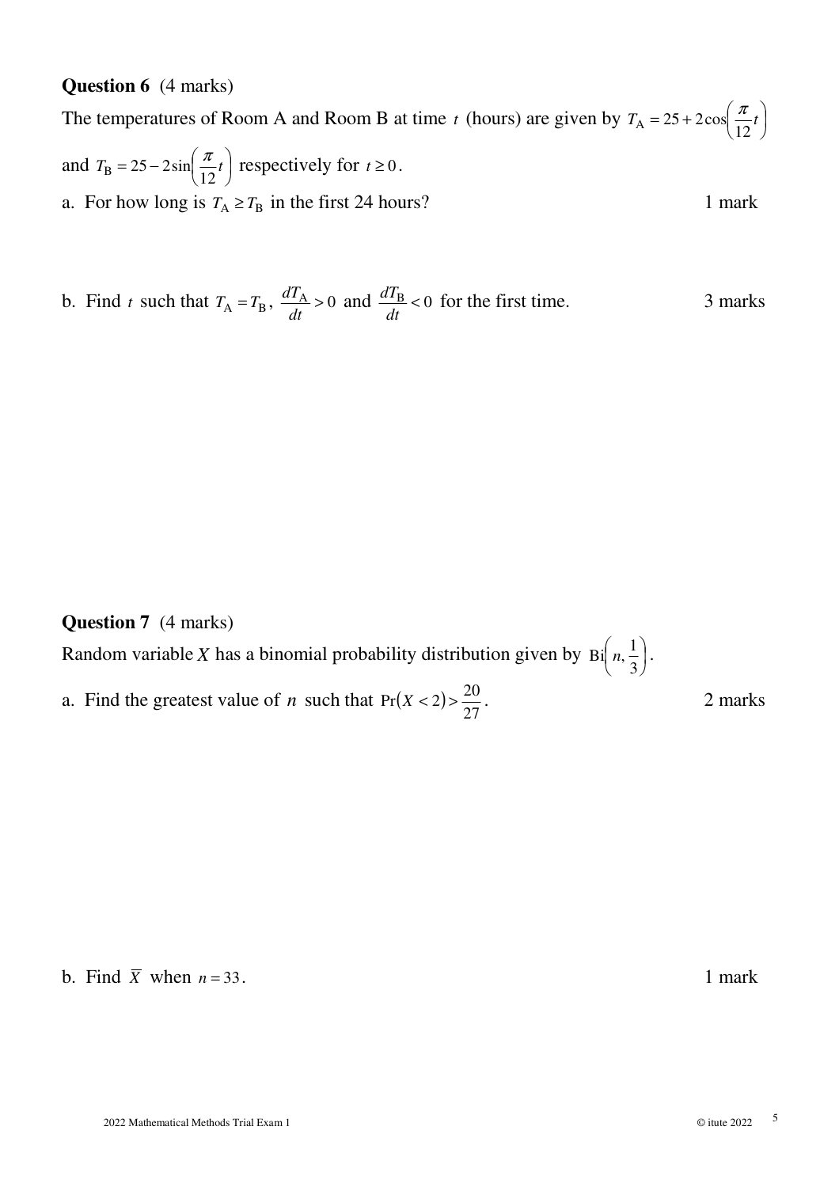**Question 6** (4 marks)

The temperatures of Room A and Room B at time $t$ (hours) are given by $T_{\text{A}} = 25 + 2\cos\left(\frac{\pi}{12}t\right)$ and $T_{\text{B}} = 25 - 2\sin\left(\frac{\pi}{12}t\right)$ respectively for $t \geq 0$.

a. For how long is $T_{\text{A}} \geq T_{\text{B}}$ in the first 24 hours? 1 mark

b. Find $t$ such that $T_{\text{A}} = T_{\text{B}}$, $\frac{dT_{\text{A}}}{dt} > 0$ and $\frac{dT_{\text{B}}}{dt} < 0$ for the first time. 3 marks

**Question 7** (4 marks)

Random variable $X$ has a binomial probability distribution given by $\text{Bi}\left(n, \frac{1}{3}\right)$.

a. Find the greatest value of $n$ such that $\Pr(X < 2) > \frac{20}{27}$. 2 marks

b. Find $\overline{X}$ when $n = 33$. 1 mark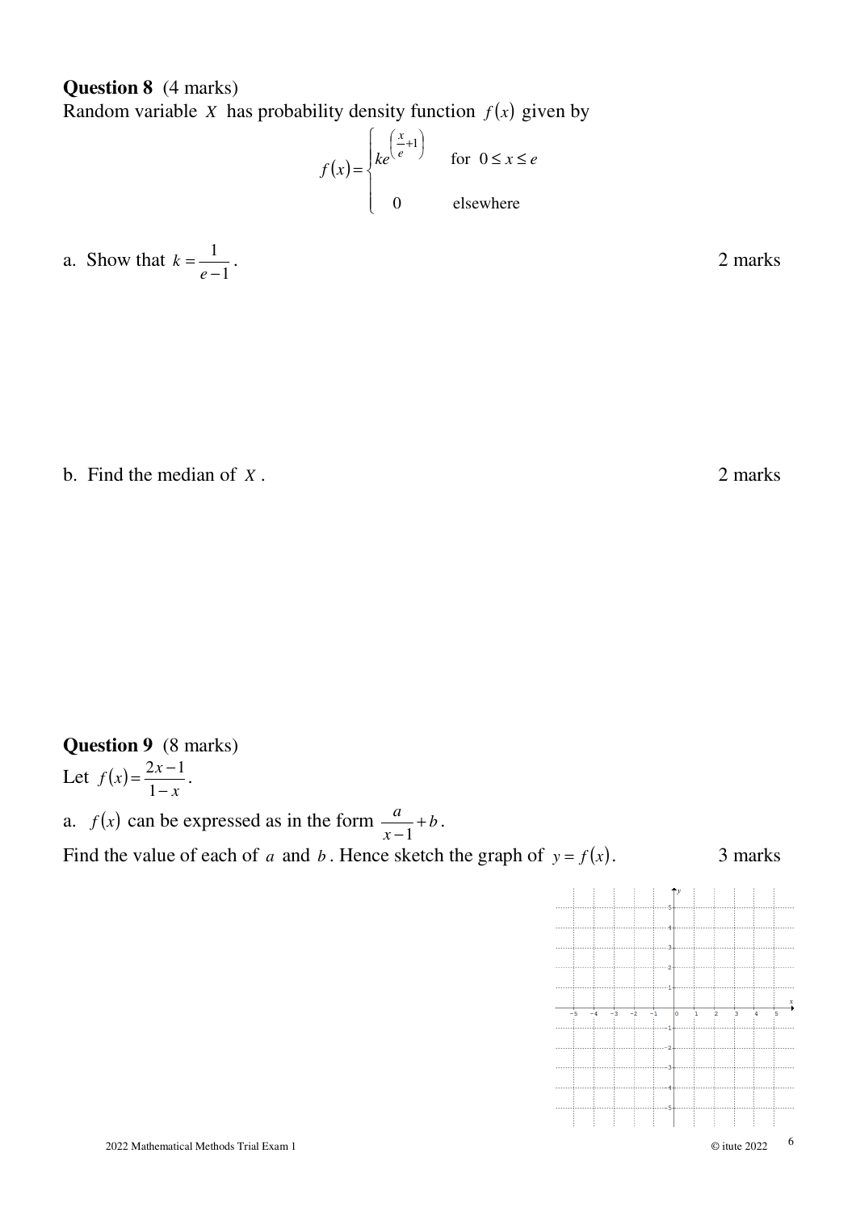**Question 8** (4 marks)

Random variable $X$ has probability density function $f(x)$ given by

$$f(x) = \begin{cases} ke^{\left(\frac{x}{e}+1\right)} & \text{for } 0 \le x \le e \\ 0 & \text{elsewhere} \end{cases}$$

a. Show that $k = \frac{1}{e-1}$. 2 marks

b. Find the median of $X$. 2 marks

**Question 9** (8 marks)

Let $f(x) = \frac{2x-1}{1-x}$.

a. $f(x)$ can be expressed as in the form $\frac{a}{x-1} + b$.

Find the value of each of $a$ and $b$. Hence sketch the graph of $y = f(x)$. 3 marks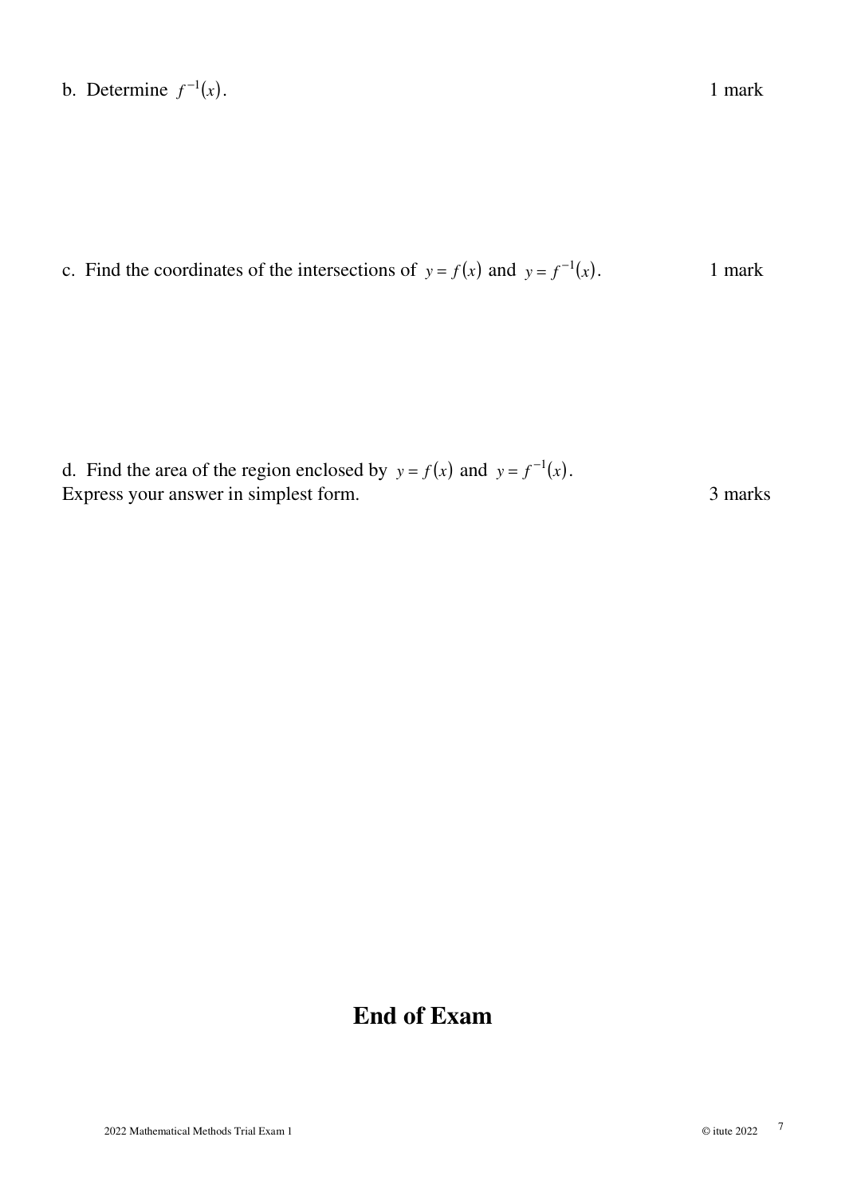b. Determine $f^{-1}(x)$. 1 mark

c. Find the coordinates of the intersections of $y = f(x)$ and $y = f^{-1}(x)$. 1 mark

d. Find the area of the region enclosed by $y = f(x)$ and $y = f^{-1}(x)$.
Express your answer in simplest form. 3 marks

## End of Exam